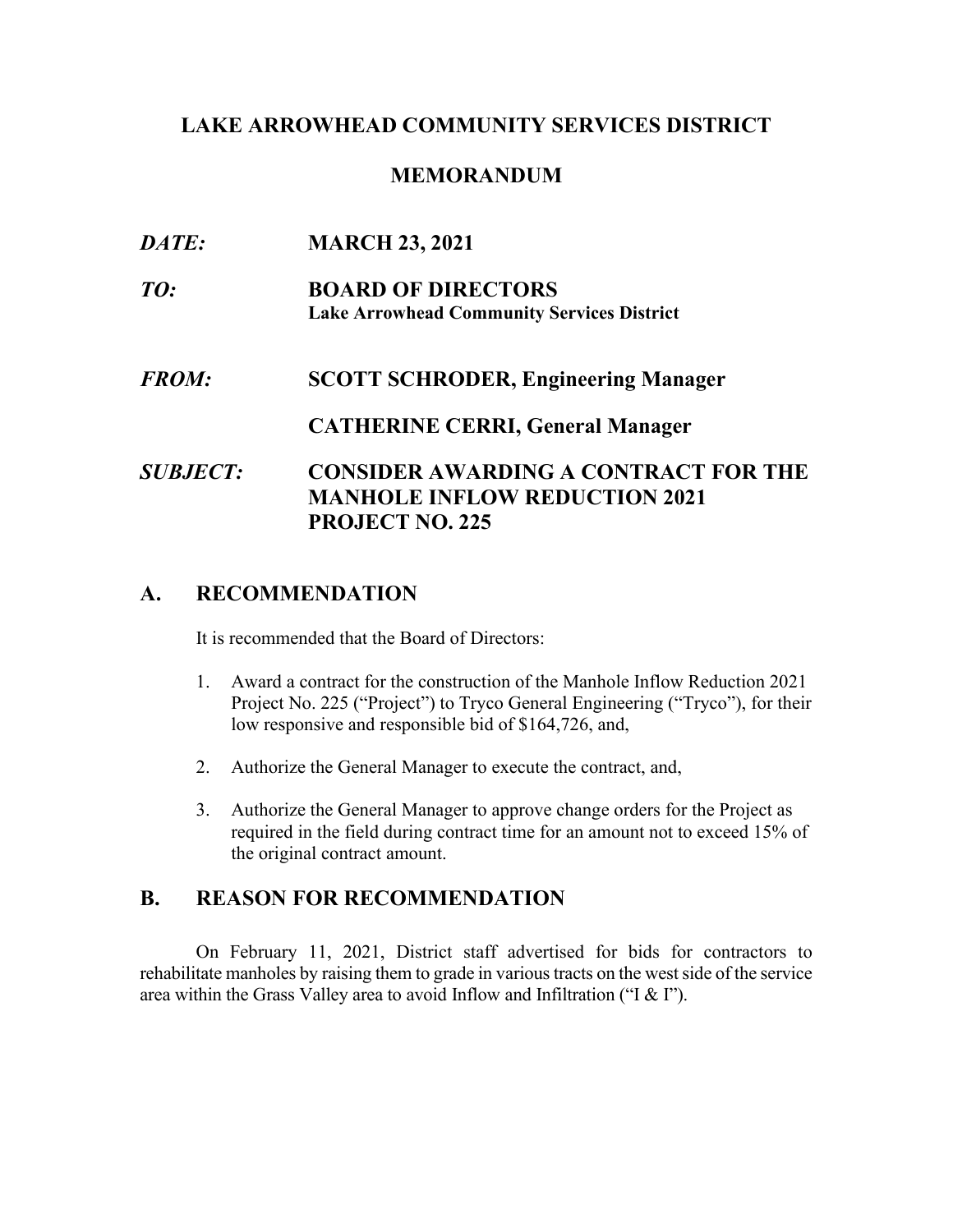# LAKE ARROWHEAD COMMUNITY SERVICES DISTRICT

## MEMORANDUM

***DATE:*** **MARCH 23, 2021**

***TO:*** **BOARD OF DIRECTORS**
**Lake Arrowhead Community Services District**

***FROM:*** **SCOTT SCHRODER, Engineering Manager**

**CATHERINE CERRI, General Manager**

***SUBJECT:*** **CONSIDER AWARDING A CONTRACT FOR THE MANHOLE INFLOW REDUCTION 2021 PROJECT NO. 225**

## A. RECOMMENDATION

It is recommended that the Board of Directors:

1. Award a contract for the construction of the Manhole Inflow Reduction 2021 Project No. 225 ("Project") to Tryco General Engineering ("Tryco"), for their low responsive and responsible bid of $164,726, and,
2. Authorize the General Manager to execute the contract, and,
3. Authorize the General Manager to approve change orders for the Project as required in the field during contract time for an amount not to exceed 15% of the original contract amount.

## B. REASON FOR RECOMMENDATION

On February 11, 2021, District staff advertised for bids for contractors to rehabilitate manholes by raising them to grade in various tracts on the west side of the service area within the Grass Valley area to avoid Inflow and Infiltration ("I & I").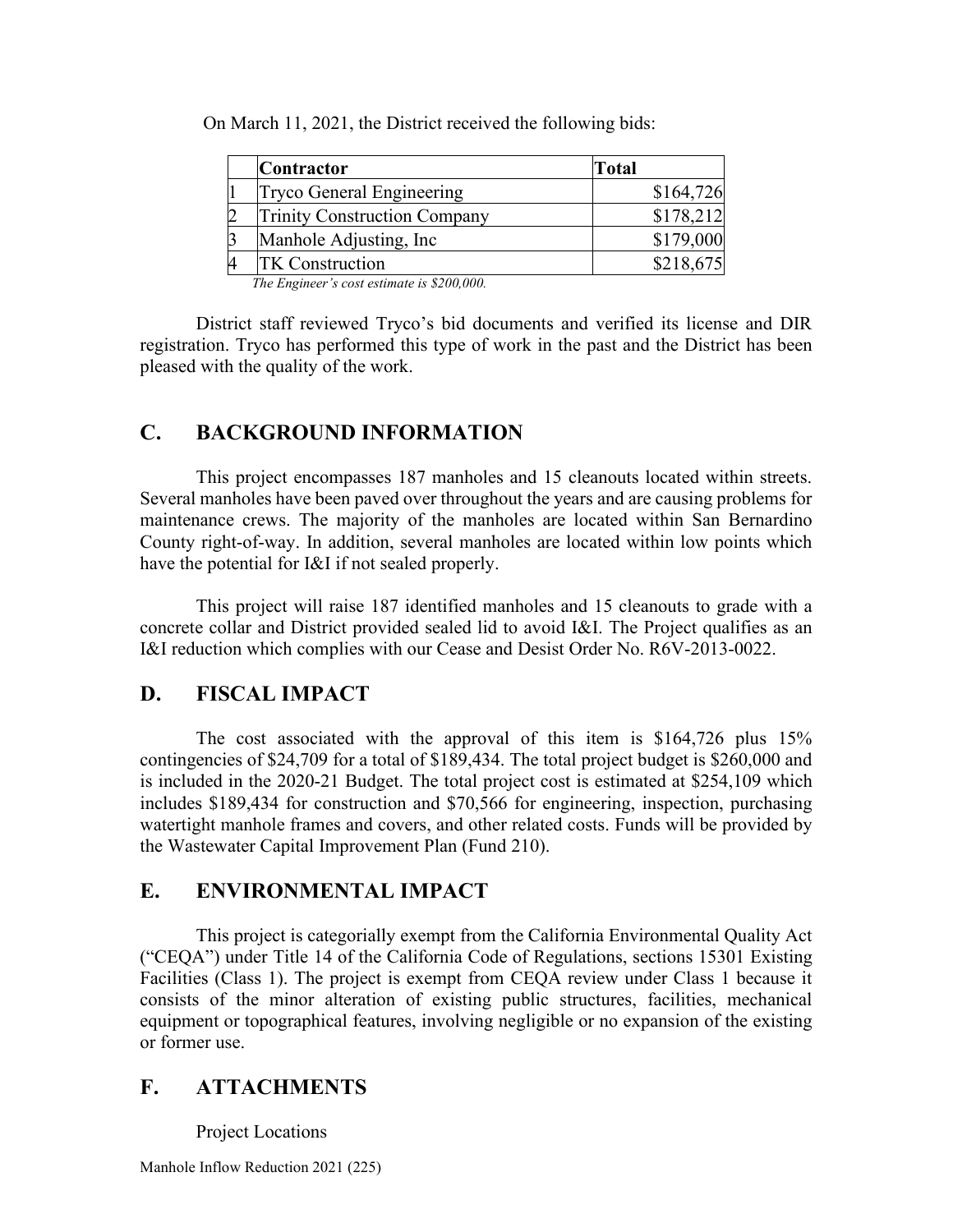On March 11, 2021, the District received the following bids:

| | Contractor | Total |
|---|---|---|
| 1 | Tryco General Engineering | $164,726 |
| 2 | Trinity Construction Company | $178,212 |
| 3 | Manhole Adjusting, Inc | $179,000 |
| 4 | TK Construction | $218,675 |

*The Engineer's cost estimate is $200,000.*

District staff reviewed Tryco's bid documents and verified its license and DIR registration. Tryco has performed this type of work in the past and the District has been pleased with the quality of the work.

## C. BACKGROUND INFORMATION

This project encompasses 187 manholes and 15 cleanouts located within streets. Several manholes have been paved over throughout the years and are causing problems for maintenance crews. The majority of the manholes are located within San Bernardino County right-of-way. In addition, several manholes are located within low points which have the potential for I&I if not sealed properly.

This project will raise 187 identified manholes and 15 cleanouts to grade with a concrete collar and District provided sealed lid to avoid I&I. The Project qualifies as an I&I reduction which complies with our Cease and Desist Order No. R6V-2013-0022.

## D. FISCAL IMPACT

The cost associated with the approval of this item is $164,726 plus 15% contingencies of $24,709 for a total of $189,434. The total project budget is $260,000 and is included in the 2020-21 Budget. The total project cost is estimated at $254,109 which includes $189,434 for construction and $70,566 for engineering, inspection, purchasing watertight manhole frames and covers, and other related costs. Funds will be provided by the Wastewater Capital Improvement Plan (Fund 210).

## E. ENVIRONMENTAL IMPACT

This project is categorially exempt from the California Environmental Quality Act ("CEQA") under Title 14 of the California Code of Regulations, sections 15301 Existing Facilities (Class 1). The project is exempt from CEQA review under Class 1 because it consists of the minor alteration of existing public structures, facilities, mechanical equipment or topographical features, involving negligible or no expansion of the existing or former use.

## F. ATTACHMENTS

Project Locations

Manhole Inflow Reduction 2021 (225)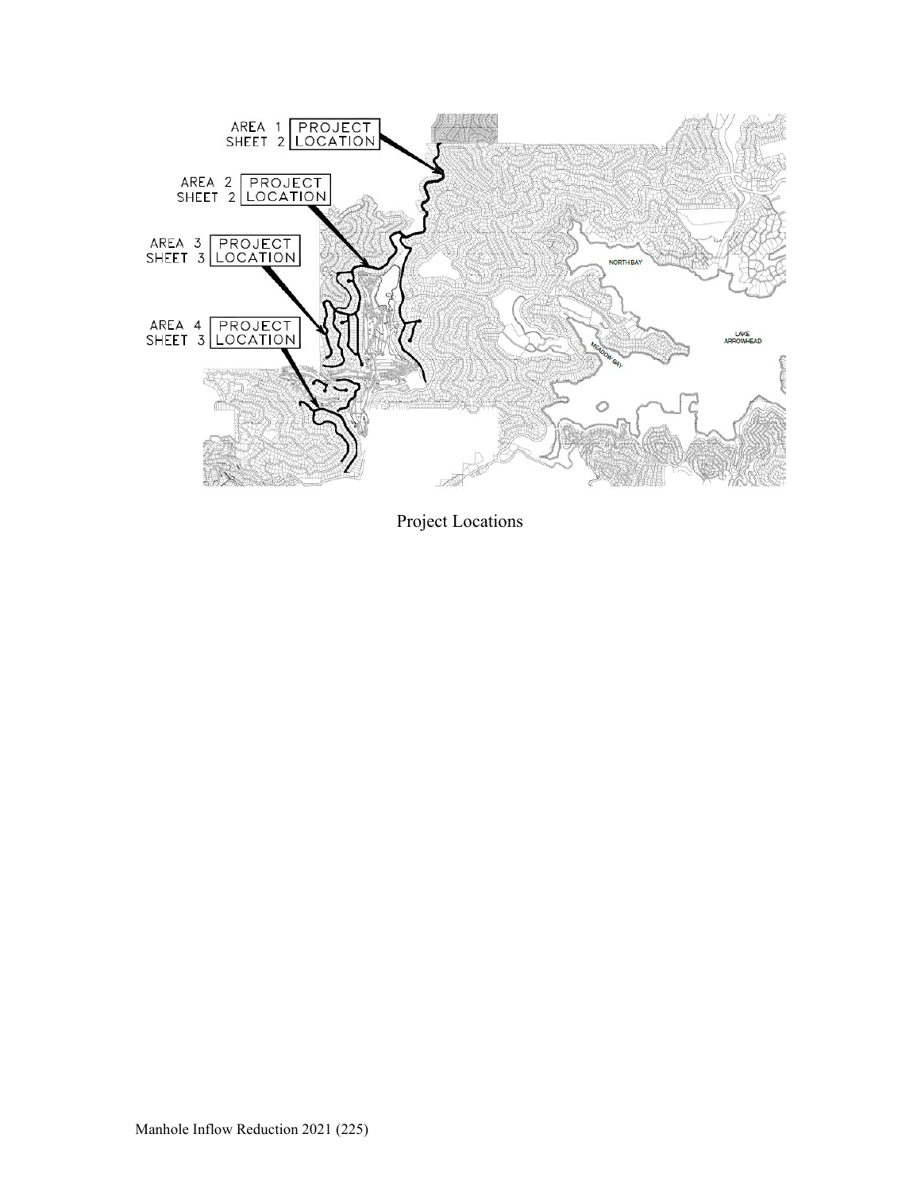AREA 1 SHEET 2 PROJECT LOCATION

AREA 2 SHEET 2 PROJECT LOCATION

AREA 3 SHEET 3 PROJECT LOCATION

AREA 4 SHEET 3 PROJECT LOCATION

NORTH BAY

MEADOW BAY

LAKE ARROWHEAD

Project Locations